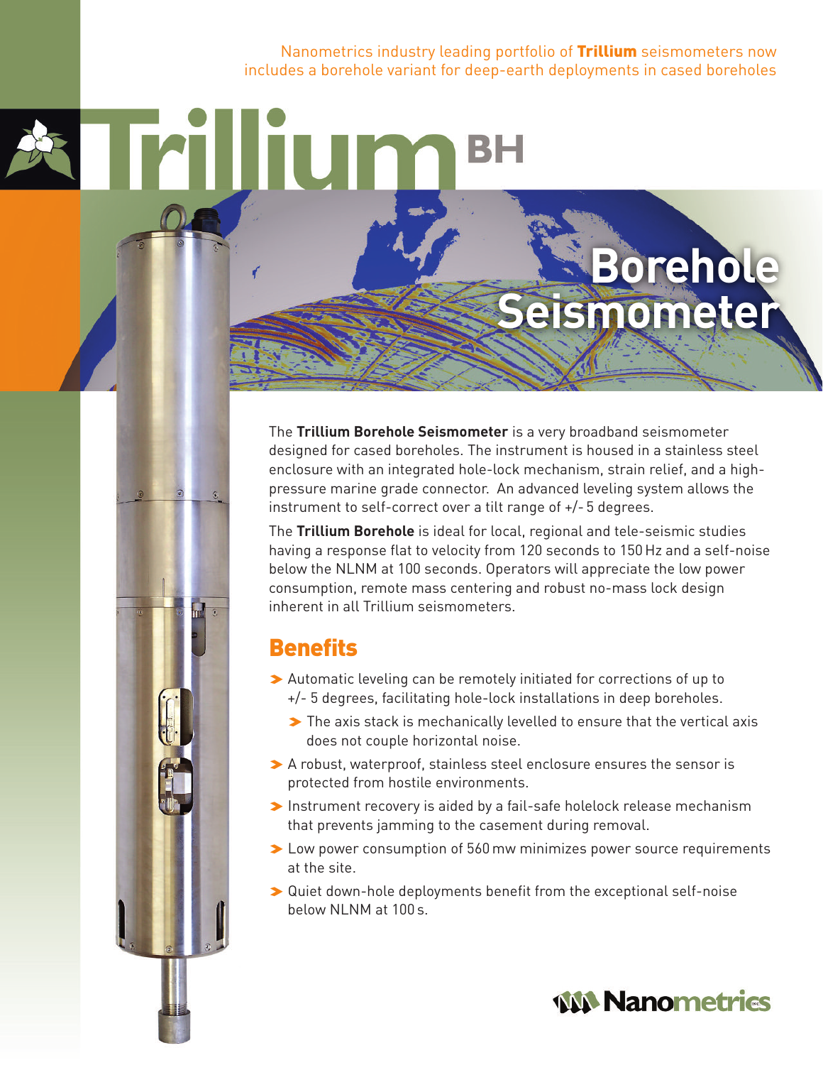Nanometrics industry leading portfolio of **Trillium** seismometers now includes a borehole variant for deep-earth deployments in cased boreholes

# Trillium BH

## Borehole Seismometer

The **Trillium Borehole Seismometer** is a very broadband seismometer designed for cased boreholes. The instrument is housed in a stainless steel enclosure with an integrated hole-lock mechanism, strain relief, and a high-pressure marine grade connector. An advanced leveling system allows the instrument to self-correct over a tilt range of +/- 5 degrees.

The **Trillium Borehole** is ideal for local, regional and tele-seismic studies having a response flat to velocity from 120 seconds to 150 Hz and a self-noise below the NLNM at 100 seconds. Operators will appreciate the low power consumption, remote mass centering and robust no-mass lock design inherent in all Trillium seismometers.

## Benefits

- Automatic leveling can be remotely initiated for corrections of up to +/- 5 degrees, facilitating hole-lock installations in deep boreholes.
  - The axis stack is mechanically levelled to ensure that the vertical axis does not couple horizontal noise.
- A robust, waterproof, stainless steel enclosure ensures the sensor is protected from hostile environments.
- Instrument recovery is aided by a fail-safe holelock release mechanism that prevents jamming to the casement during removal.
- Low power consumption of 560 mw minimizes power source requirements at the site.
- Quiet down-hole deployments benefit from the exceptional self-noise below NLNM at 100 s.

Nanometrics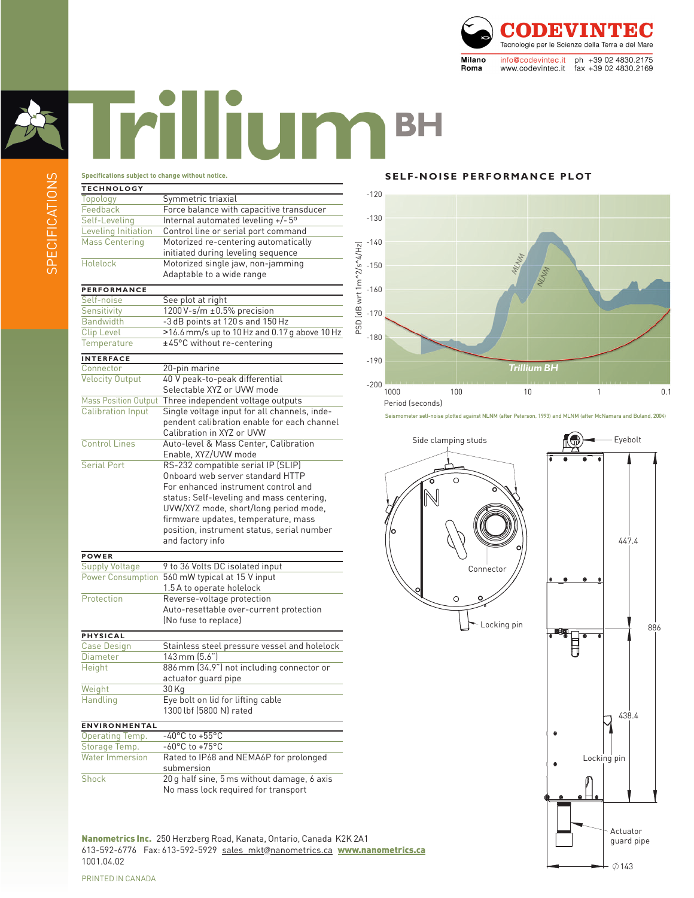**CODEVINTEC**
Tecnologie per le Scienze della Terra e del Mare

Milano | info@codevintec.it | ph +39 02 4830.2175
Roma | www.codevintec.it | fax +39 02 4830.2169

# Trillium BH

SPECIFICATIONS

Specifications subject to change without notice.

| | |
|---|---|
| **TECHNOLOGY** | |
| Topology | Symmetric triaxial |
| Feedback | Force balance with capacitive transducer |
| Self-Leveling | Internal automated leveling +/- 5° |
| Leveling Initiation | Control line or serial port command |
| Mass Centering | Motorized re-centering automatically initiated during leveling sequence |
| Holelock | Motorized single jaw, non-jamming<br>Adaptable to a wide range |
| **PERFORMANCE** | |
| Self-noise | See plot at right |
| Sensitivity | 1200 V-s/m ±0.5% precision |
| Bandwidth | -3 dB points at 120 s and 150 Hz |
| Clip Level | >16.6 mm/s up to 10 Hz and 0.17 g above 10 Hz |
| Temperature | ±45°C without re-centering |
| **INTERFACE** | |
| Connector | 20-pin marine |
| Velocity Output | 40 V peak-to-peak differential<br>Selectable XYZ or UVW mode |
| Mass Position Output | Three independent voltage outputs |
| Calibration Input | Single voltage input for all channels, independent calibration enable for each channel<br>Calibration in XYZ or UVW |
| Control Lines | Auto-level & Mass Center, Calibration Enable, XYZ/UVW mode |
| Serial Port | RS-232 compatible serial IP (SLIP)<br>Onboard web server standard HTTP<br>For enhanced instrument control and status: Self-leveling and mass centering, UVW/XYZ mode, short/long period mode, firmware updates, temperature, mass position, instrument status, serial number and factory info |
| **POWER** | |
| Supply Voltage | 9 to 36 Volts DC isolated input |
| Power Consumption | 560 mW typical at 15 V input<br>1.5 A to operate holelock |
| Protection | Reverse-voltage protection<br>Auto-resettable over-current protection<br>(No fuse to replace) |
| **PHYSICAL** | |
| Case Design | Stainless steel pressure vessel and holelock |
| Diameter | 143 mm (5.6") |
| Height | 886 mm (34.9") not including connector or actuator guard pipe |
| Weight | 30 Kg |
| Handling | Eye bolt on lid for lifting cable<br>1300 lbf (5800 N) rated |
| **ENVIRONMENTAL** | |
| Operating Temp. | -40°C to +55°C |
| Storage Temp. | -60°C to +75°C |
| Water Immersion | Rated to IP68 and NEMA6P for prolonged submersion |
| Shock | 20 g half sine, 5 ms without damage, 6 axis<br>No mass lock required for transport |

## SELF-NOISE PERFORMANCE PLOT

PSD (dB wrt 1m^2/s^4/Hz)
-120
-130
-140
-150
-160
-170
-180
-190
-200
1000
100
10
1
0.1
Period (seconds)
MLNM
NLNM
Trillium BH

Seismometer self-noise plotted against NLNM (after Peterson, 1993) and MLNM (after McNamara and Buland, 2004)

Side clamping studs
Connector
Locking pin
Eyebolt
447.4
886
438.4
Locking pin
Actuator guard pipe
∅143

**Nanometrics Inc.** 250 Herzberg Road, Kanata, Ontario, Canada K2K 2A1
613-592-6776 Fax: 613-592-5929 sales_mkt@nanometrics.ca **www.nanometrics.ca**
1001.04.02

PRINTED IN CANADA